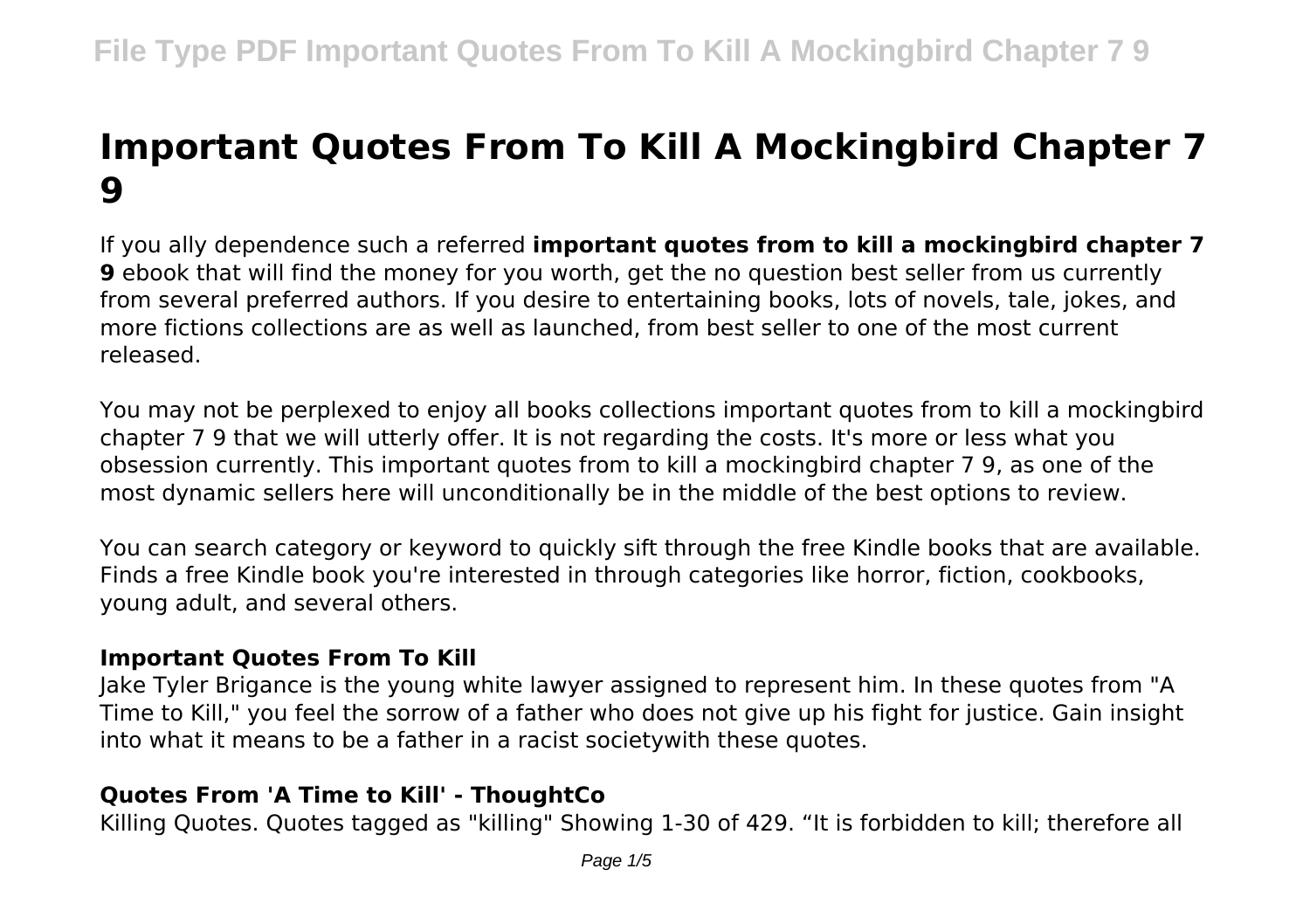# Important Quotes From To Kill A Mockingbird Chapter 7 9

If you ally dependence such a referred **important quotes from to kill a mockingbird chapter 7 9** ebook that will find the money for you worth, get the no question best seller from us currently from several preferred authors. If you desire to entertaining books, lots of novels, tale, jokes, and more fictions collections are as well as launched, from best seller to one of the most current released.

You may not be perplexed to enjoy all books collections important quotes from to kill a mockingbird chapter 7 9 that we will utterly offer. It is not regarding the costs. It's more or less what you obsession currently. This important quotes from to kill a mockingbird chapter 7 9, as one of the most dynamic sellers here will unconditionally be in the middle of the best options to review.

You can search category or keyword to quickly sift through the free Kindle books that are available. Finds a free Kindle book you're interested in through categories like horror, fiction, cookbooks, young adult, and several others.

## Important Quotes From To Kill

Jake Tyler Brigance is the young white lawyer assigned to represent him. In these quotes from "A Time to Kill," you feel the sorrow of a father who does not give up his fight for justice. Gain insight into what it means to be a father in a racist societywith these quotes.

## Quotes From 'A Time to Kill' - ThoughtCo

Killing Quotes. Quotes tagged as "killing" Showing 1-30 of 429. "It is forbidden to kill; therefore all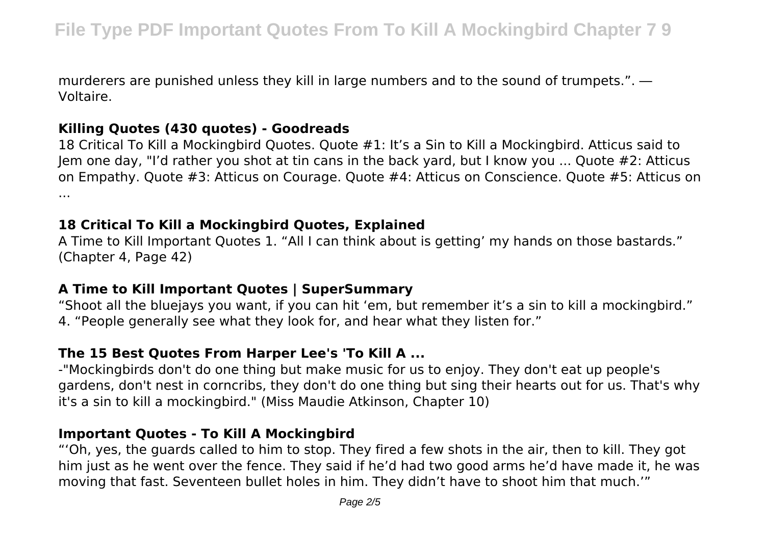murderers are punished unless they kill in large numbers and to the sound of trumpets.". — Voltaire.

### Killing Quotes (430 quotes) - Goodreads

18 Critical To Kill a Mockingbird Quotes. Quote #1: It's a Sin to Kill a Mockingbird. Atticus said to Jem one day, "I'd rather you shot at tin cans in the back yard, but I know you ... Quote #2: Atticus on Empathy. Quote #3: Atticus on Courage. Quote #4: Atticus on Conscience. Quote #5: Atticus on ...

### 18 Critical To Kill a Mockingbird Quotes, Explained

A Time to Kill Important Quotes 1. "All I can think about is getting' my hands on those bastards." (Chapter 4, Page 42)

### A Time to Kill Important Quotes | SuperSummary

"Shoot all the bluejays you want, if you can hit 'em, but remember it's a sin to kill a mockingbird." 4. "People generally see what they look for, and hear what they listen for."

### The 15 Best Quotes From Harper Lee's 'To Kill A ...

-"Mockingbirds don't do one thing but make music for us to enjoy. They don't eat up people's gardens, don't nest in corncribs, they don't do one thing but sing their hearts out for us. That's why it's a sin to kill a mockingbird." (Miss Maudie Atkinson, Chapter 10)

### Important Quotes - To Kill A Mockingbird

"'Oh, yes, the guards called to him to stop. They fired a few shots in the air, then to kill. They got him just as he went over the fence. They said if he'd had two good arms he'd have made it, he was moving that fast. Seventeen bullet holes in him. They didn't have to shoot him that much.'"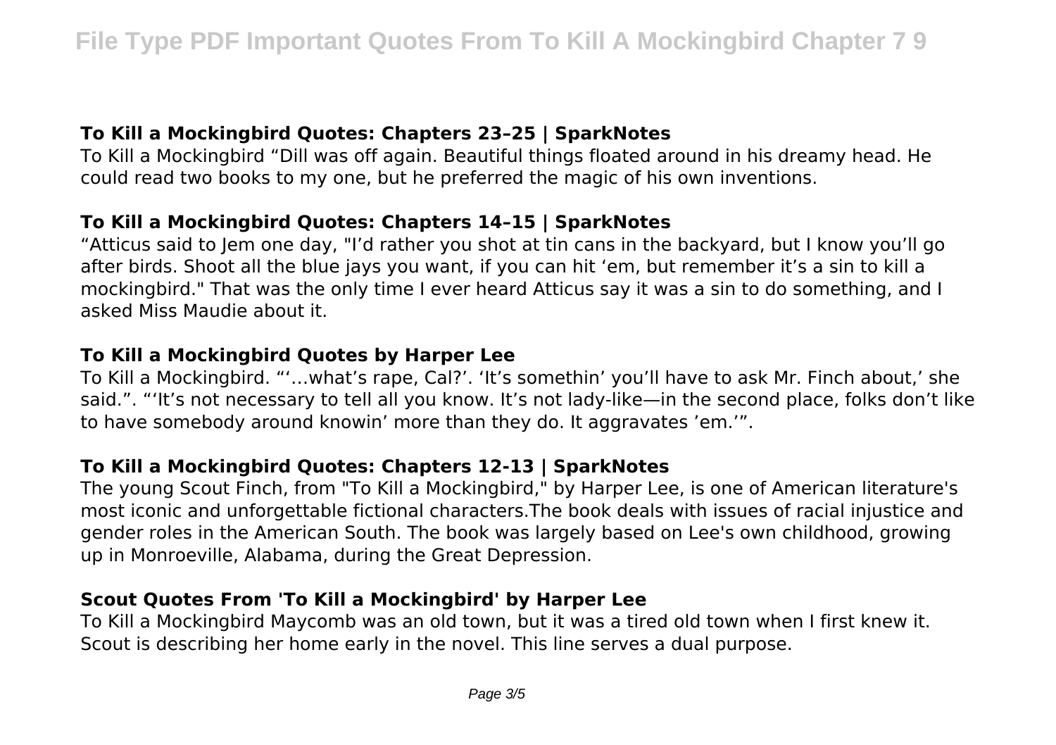### To Kill a Mockingbird Quotes: Chapters 23–25 | SparkNotes

To Kill a Mockingbird “Dill was off again. Beautiful things floated around in his dreamy head. He could read two books to my one, but he preferred the magic of his own inventions.

### To Kill a Mockingbird Quotes: Chapters 14–15 | SparkNotes

“Atticus said to Jem one day, "I’d rather you shot at tin cans in the backyard, but I know you’ll go after birds. Shoot all the blue jays you want, if you can hit ‘em, but remember it’s a sin to kill a mockingbird." That was the only time I ever heard Atticus say it was a sin to do something, and I asked Miss Maudie about it.

### To Kill a Mockingbird Quotes by Harper Lee

To Kill a Mockingbird. “‘…what’s rape, Cal?’. ‘It’s somethin’ you’ll have to ask Mr. Finch about,’ she said.”. “‘It’s not necessary to tell all you know. It’s not lady-like—in the second place, folks don’t like to have somebody around knowin’ more than they do. It aggravates ’em.’”.

### To Kill a Mockingbird Quotes: Chapters 12-13 | SparkNotes

The young Scout Finch, from "To Kill a Mockingbird," by Harper Lee, is one of American literature's most iconic and unforgettable fictional characters.The book deals with issues of racial injustice and gender roles in the American South. The book was largely based on Lee's own childhood, growing up in Monroeville, Alabama, during the Great Depression.

### Scout Quotes From 'To Kill a Mockingbird' by Harper Lee

To Kill a Mockingbird Maycomb was an old town, but it was a tired old town when I first knew it. Scout is describing her home early in the novel. This line serves a dual purpose.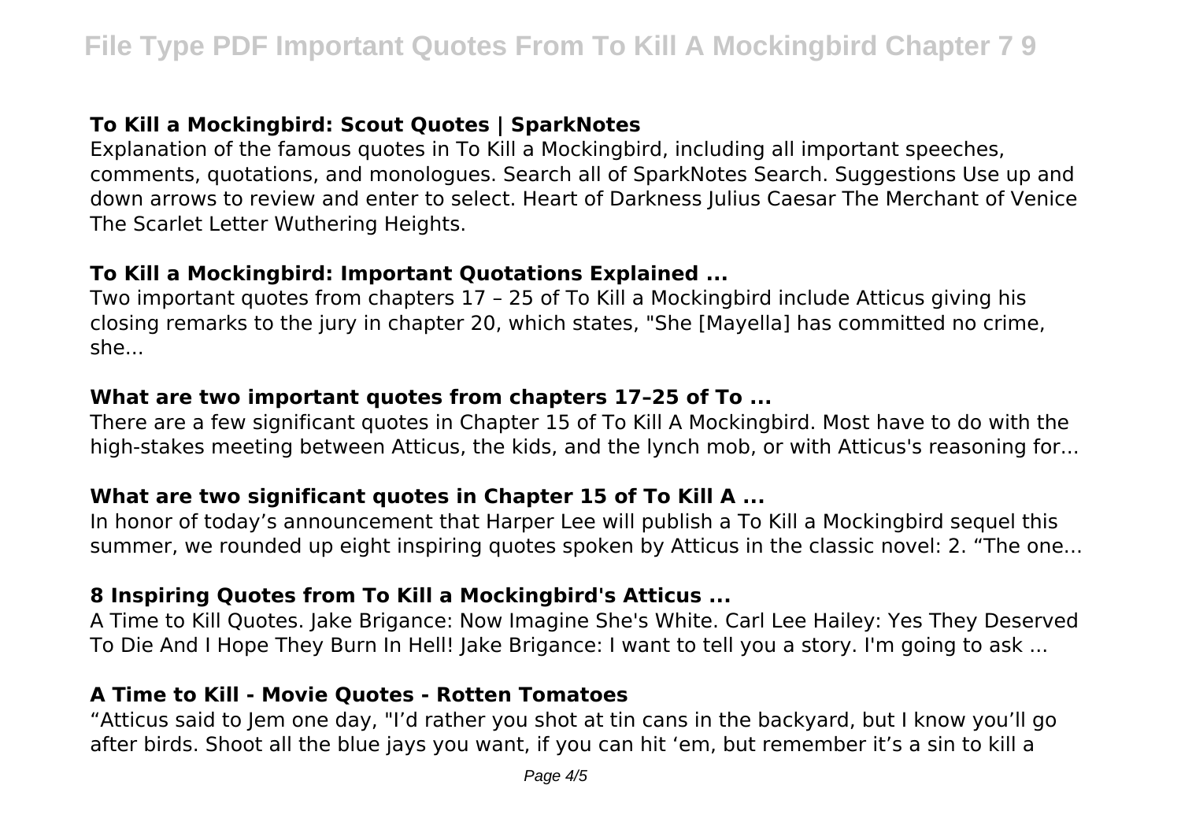### To Kill a Mockingbird: Scout Quotes | SparkNotes

Explanation of the famous quotes in To Kill a Mockingbird, including all important speeches, comments, quotations, and monologues. Search all of SparkNotes Search. Suggestions Use up and down arrows to review and enter to select. Heart of Darkness Julius Caesar The Merchant of Venice The Scarlet Letter Wuthering Heights.

### To Kill a Mockingbird: Important Quotations Explained ...

Two important quotes from chapters 17 – 25 of To Kill a Mockingbird include Atticus giving his closing remarks to the jury in chapter 20, which states, "She [Mayella] has committed no crime, she...

### What are two important quotes from chapters 17–25 of To ...

There are a few significant quotes in Chapter 15 of To Kill A Mockingbird. Most have to do with the high-stakes meeting between Atticus, the kids, and the lynch mob, or with Atticus's reasoning for...

### What are two significant quotes in Chapter 15 of To Kill A ...

In honor of today's announcement that Harper Lee will publish a To Kill a Mockingbird sequel this summer, we rounded up eight inspiring quotes spoken by Atticus in the classic novel: 2. "The one...

### 8 Inspiring Quotes from To Kill a Mockingbird's Atticus ...

A Time to Kill Quotes. Jake Brigance: Now Imagine She's White. Carl Lee Hailey: Yes They Deserved To Die And I Hope They Burn In Hell! Jake Brigance: I want to tell you a story. I'm going to ask ...

### A Time to Kill - Movie Quotes - Rotten Tomatoes

"Atticus said to Jem one day, "I'd rather you shot at tin cans in the backyard, but I know you'll go after birds. Shoot all the blue jays you want, if you can hit 'em, but remember it's a sin to kill a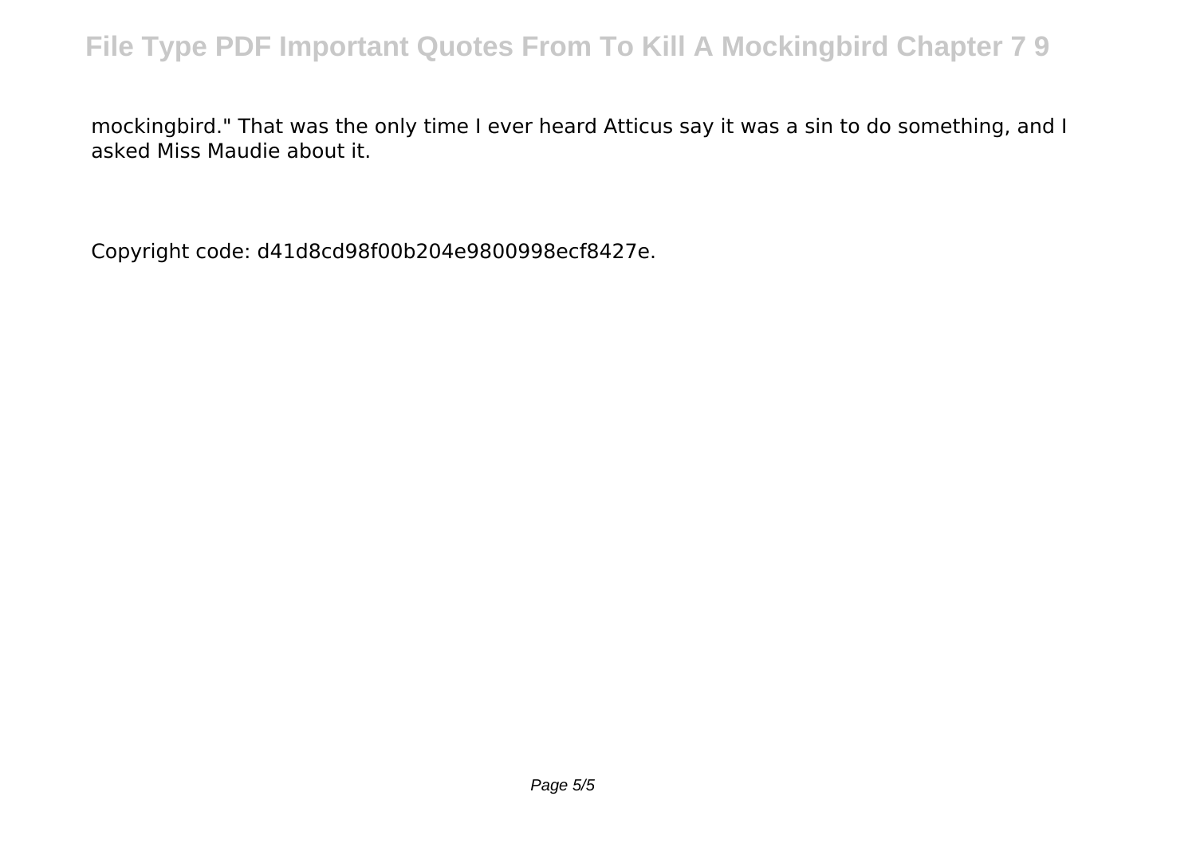mockingbird." That was the only time I ever heard Atticus say it was a sin to do something, and I asked Miss Maudie about it.

Copyright code: d41d8cd98f00b204e9800998ecf8427e.